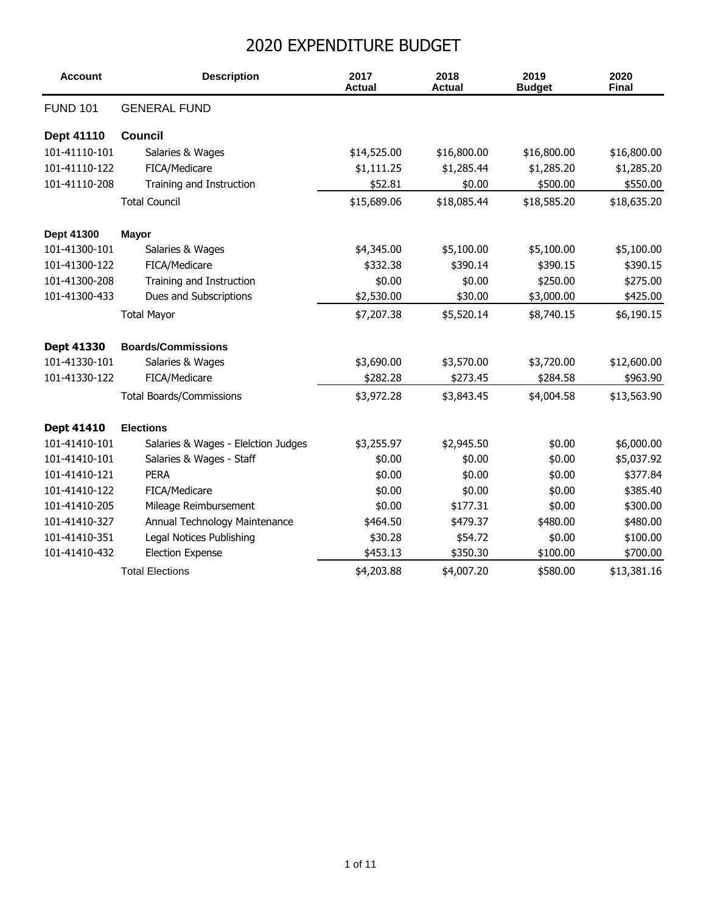# 2020 EXPENDITURE BUDGET

| Account | Description | 2017 Actual | 2018 Actual | 2019 Budget | 2020 Final |
|---|---|---|---|---|---|
| FUND 101 | GENERAL FUND | | | | |
| **Dept 41110** | **Council** | | | | |
| 101-41110-101 | Salaries & Wages | $14,525.00 | $16,800.00 | $16,800.00 | $16,800.00 |
| 101-41110-122 | FICA/Medicare | $1,111.25 | $1,285.44 | $1,285.20 | $1,285.20 |
| 101-41110-208 | Training and Instruction | $52.81 | $0.00 | $500.00 | $550.00 |
| | Total Council | $15,689.06 | $18,085.44 | $18,585.20 | $18,635.20 |
| **Dept 41300** | **Mayor** | | | | |
| 101-41300-101 | Salaries & Wages | $4,345.00 | $5,100.00 | $5,100.00 | $5,100.00 |
| 101-41300-122 | FICA/Medicare | $332.38 | $390.14 | $390.15 | $390.15 |
| 101-41300-208 | Training and Instruction | $0.00 | $0.00 | $250.00 | $275.00 |
| 101-41300-433 | Dues and Subscriptions | $2,530.00 | $30.00 | $3,000.00 | $425.00 |
| | Total Mayor | $7,207.38 | $5,520.14 | $8,740.15 | $6,190.15 |
| **Dept 41330** | **Boards/Commissions** | | | | |
| 101-41330-101 | Salaries & Wages | $3,690.00 | $3,570.00 | $3,720.00 | $12,600.00 |
| 101-41330-122 | FICA/Medicare | $282.28 | $273.45 | $284.58 | $963.90 |
| | Total Boards/Commissions | $3,972.28 | $3,843.45 | $4,004.58 | $13,563.90 |
| **Dept 41410** | **Elections** | | | | |
| 101-41410-101 | Salaries & Wages - Elelction Judges | $3,255.97 | $2,945.50 | $0.00 | $6,000.00 |
| 101-41410-101 | Salaries & Wages - Staff | $0.00 | $0.00 | $0.00 | $5,037.92 |
| 101-41410-121 | PERA | $0.00 | $0.00 | $0.00 | $377.84 |
| 101-41410-122 | FICA/Medicare | $0.00 | $0.00 | $0.00 | $385.40 |
| 101-41410-205 | Mileage Reimbursement | $0.00 | $177.31 | $0.00 | $300.00 |
| 101-41410-327 | Annual Technology Maintenance | $464.50 | $479.37 | $480.00 | $480.00 |
| 101-41410-351 | Legal Notices Publishing | $30.28 | $54.72 | $0.00 | $100.00 |
| 101-41410-432 | Election Expense | $453.13 | $350.30 | $100.00 | $700.00 |
| | Total Elections | $4,203.88 | $4,007.20 | $580.00 | $13,381.16 |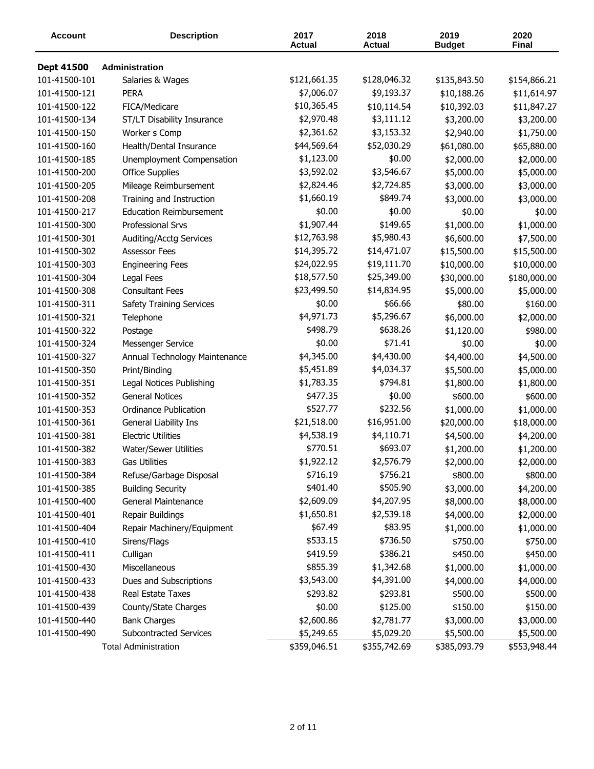| Account | Description | 2017 Actual | 2018 Actual | 2019 Budget | 2020 Final |
|---|---|---|---|---|---|
| **Dept 41500** | **Administration** | | | | |
| 101-41500-101 | Salaries & Wages | $121,661.35 | $128,046.32 | $135,843.50 | $154,866.21 |
| 101-41500-121 | PERA | $7,006.07 | $9,193.37 | $10,188.26 | $11,614.97 |
| 101-41500-122 | FICA/Medicare | $10,365.45 | $10,114.54 | $10,392.03 | $11,847.27 |
| 101-41500-134 | ST/LT Disability Insurance | $2,970.48 | $3,111.12 | $3,200.00 | $3,200.00 |
| 101-41500-150 | Worker s Comp | $2,361.62 | $3,153.32 | $2,940.00 | $1,750.00 |
| 101-41500-160 | Health/Dental Insurance | $44,569.64 | $52,030.29 | $61,080.00 | $65,880.00 |
| 101-41500-185 | Unemployment Compensation | $1,123.00 | $0.00 | $2,000.00 | $2,000.00 |
| 101-41500-200 | Office Supplies | $3,592.02 | $3,546.67 | $5,000.00 | $5,000.00 |
| 101-41500-205 | Mileage Reimbursement | $2,824.46 | $2,724.85 | $3,000.00 | $3,000.00 |
| 101-41500-208 | Training and Instruction | $1,660.19 | $849.74 | $3,000.00 | $3,000.00 |
| 101-41500-217 | Education Reimbursement | $0.00 | $0.00 | $0.00 | $0.00 |
| 101-41500-300 | Professional Srvs | $1,907.44 | $149.65 | $1,000.00 | $1,000.00 |
| 101-41500-301 | Auditing/Acctg Services | $12,763.98 | $5,980.43 | $6,600.00 | $7,500.00 |
| 101-41500-302 | Assessor Fees | $14,395.72 | $14,471.07 | $15,500.00 | $15,500.00 |
| 101-41500-303 | Engineering Fees | $24,022.95 | $19,111.70 | $10,000.00 | $10,000.00 |
| 101-41500-304 | Legal Fees | $18,577.50 | $25,349.00 | $30,000.00 | $180,000.00 |
| 101-41500-308 | Consultant Fees | $23,499.50 | $14,834.95 | $5,000.00 | $5,000.00 |
| 101-41500-311 | Safety Training Services | $0.00 | $66.66 | $80.00 | $160.00 |
| 101-41500-321 | Telephone | $4,971.73 | $5,296.67 | $6,000.00 | $2,000.00 |
| 101-41500-322 | Postage | $498.79 | $638.26 | $1,120.00 | $980.00 |
| 101-41500-324 | Messenger Service | $0.00 | $71.41 | $0.00 | $0.00 |
| 101-41500-327 | Annual Technology Maintenance | $4,345.00 | $4,430.00 | $4,400.00 | $4,500.00 |
| 101-41500-350 | Print/Binding | $5,451.89 | $4,034.37 | $5,500.00 | $5,000.00 |
| 101-41500-351 | Legal Notices Publishing | $1,783.35 | $794.81 | $1,800.00 | $1,800.00 |
| 101-41500-352 | General Notices | $477.35 | $0.00 | $600.00 | $600.00 |
| 101-41500-353 | Ordinance Publication | $527.77 | $232.56 | $1,000.00 | $1,000.00 |
| 101-41500-361 | General Liability Ins | $21,518.00 | $16,951.00 | $20,000.00 | $18,000.00 |
| 101-41500-381 | Electric Utilities | $4,538.19 | $4,110.71 | $4,500.00 | $4,200.00 |
| 101-41500-382 | Water/Sewer Utilities | $770.51 | $693.07 | $1,200.00 | $1,200.00 |
| 101-41500-383 | Gas Utilities | $1,922.12 | $2,576.79 | $2,000.00 | $2,000.00 |
| 101-41500-384 | Refuse/Garbage Disposal | $716.19 | $756.21 | $800.00 | $800.00 |
| 101-41500-385 | Building Security | $401.40 | $505.90 | $3,000.00 | $4,200.00 |
| 101-41500-400 | General Maintenance | $2,609.09 | $4,207.95 | $8,000.00 | $8,000.00 |
| 101-41500-401 | Repair Buildings | $1,650.81 | $2,539.18 | $4,000.00 | $2,000.00 |
| 101-41500-404 | Repair Machinery/Equipment | $67.49 | $83.95 | $1,000.00 | $1,000.00 |
| 101-41500-410 | Sirens/Flags | $533.15 | $736.50 | $750.00 | $750.00 |
| 101-41500-411 | Culligan | $419.59 | $386.21 | $450.00 | $450.00 |
| 101-41500-430 | Miscellaneous | $855.39 | $1,342.68 | $1,000.00 | $1,000.00 |
| 101-41500-433 | Dues and Subscriptions | $3,543.00 | $4,391.00 | $4,000.00 | $4,000.00 |
| 101-41500-438 | Real Estate Taxes | $293.82 | $293.81 | $500.00 | $500.00 |
| 101-41500-439 | County/State Charges | $0.00 | $125.00 | $150.00 | $150.00 |
| 101-41500-440 | Bank Charges | $2,600.86 | $2,781.77 | $3,000.00 | $3,000.00 |
| 101-41500-490 | Subcontracted Services | $5,249.65 | $5,029.20 | $5,500.00 | $5,500.00 |
| | Total Administration | $359,046.51 | $355,742.69 | $385,093.79 | $553,948.44 |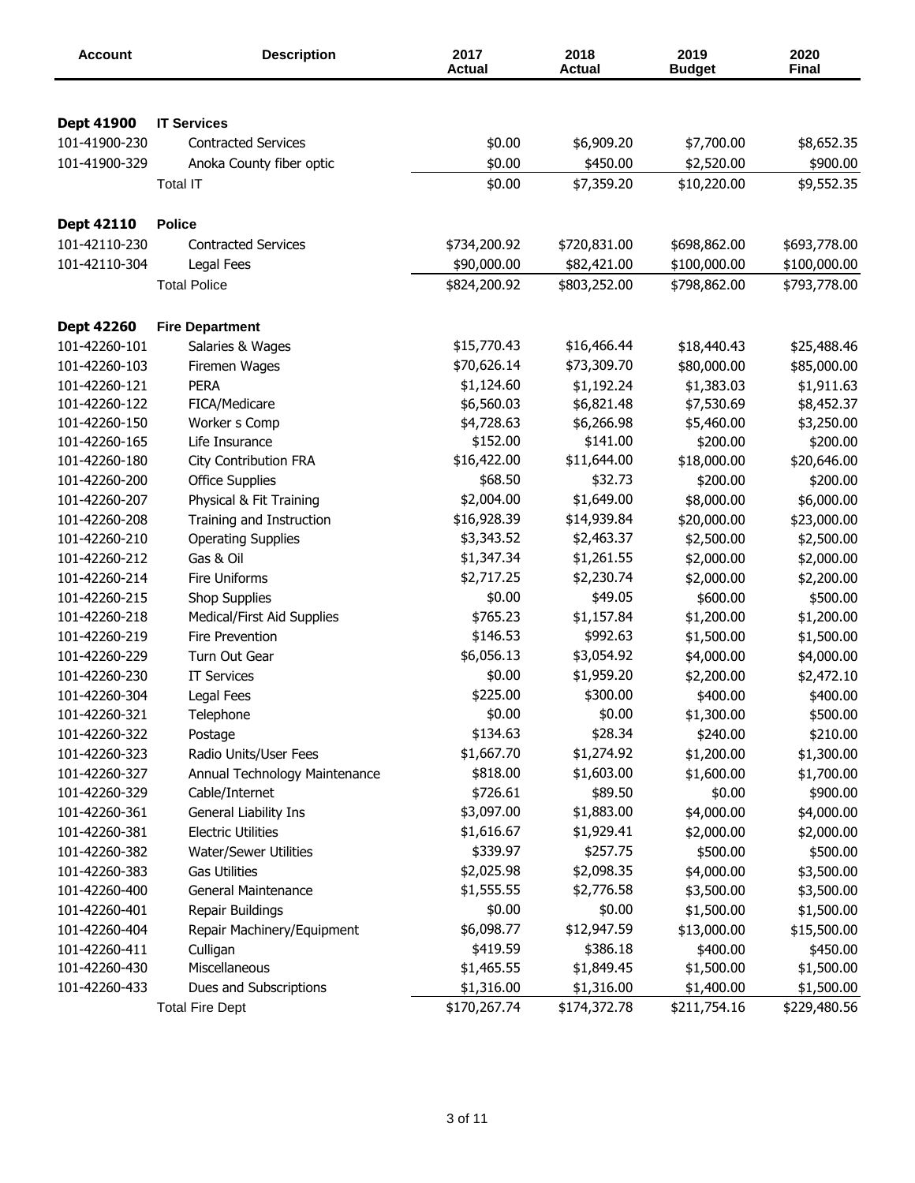| Account | Description | 2017 Actual | 2018 Actual | 2019 Budget | 2020 Final |
|---|---|---|---|---|---|
| **Dept 41900** | **IT Services** | | | | |
| 101-41900-230 | Contracted Services | $0.00 | $6,909.20 | $7,700.00 | $8,652.35 |
| 101-41900-329 | Anoka County fiber optic | $0.00 | $450.00 | $2,520.00 | $900.00 |
| | Total IT | $0.00 | $7,359.20 | $10,220.00 | $9,552.35 |
| **Dept 42110** | **Police** | | | | |
| 101-42110-230 | Contracted Services | $734,200.92 | $720,831.00 | $698,862.00 | $693,778.00 |
| 101-42110-304 | Legal Fees | $90,000.00 | $82,421.00 | $100,000.00 | $100,000.00 |
| | Total Police | $824,200.92 | $803,252.00 | $798,862.00 | $793,778.00 |
| **Dept 42260** | **Fire Department** | | | | |
| 101-42260-101 | Salaries & Wages | $15,770.43 | $16,466.44 | $18,440.43 | $25,488.46 |
| 101-42260-103 | Firemen Wages | $70,626.14 | $73,309.70 | $80,000.00 | $85,000.00 |
| 101-42260-121 | PERA | $1,124.60 | $1,192.24 | $1,383.03 | $1,911.63 |
| 101-42260-122 | FICA/Medicare | $6,560.03 | $6,821.48 | $7,530.69 | $8,452.37 |
| 101-42260-150 | Worker s Comp | $4,728.63 | $6,266.98 | $5,460.00 | $3,250.00 |
| 101-42260-165 | Life Insurance | $152.00 | $141.00 | $200.00 | $200.00 |
| 101-42260-180 | City Contribution FRA | $16,422.00 | $11,644.00 | $18,000.00 | $20,646.00 |
| 101-42260-200 | Office Supplies | $68.50 | $32.73 | $200.00 | $200.00 |
| 101-42260-207 | Physical & Fit Training | $2,004.00 | $1,649.00 | $8,000.00 | $6,000.00 |
| 101-42260-208 | Training and Instruction | $16,928.39 | $14,939.84 | $20,000.00 | $23,000.00 |
| 101-42260-210 | Operating Supplies | $3,343.52 | $2,463.37 | $2,500.00 | $2,500.00 |
| 101-42260-212 | Gas & Oil | $1,347.34 | $1,261.55 | $2,000.00 | $2,000.00 |
| 101-42260-214 | Fire Uniforms | $2,717.25 | $2,230.74 | $2,000.00 | $2,200.00 |
| 101-42260-215 | Shop Supplies | $0.00 | $49.05 | $600.00 | $500.00 |
| 101-42260-218 | Medical/First Aid Supplies | $765.23 | $1,157.84 | $1,200.00 | $1,200.00 |
| 101-42260-219 | Fire Prevention | $146.53 | $992.63 | $1,500.00 | $1,500.00 |
| 101-42260-229 | Turn Out Gear | $6,056.13 | $3,054.92 | $4,000.00 | $4,000.00 |
| 101-42260-230 | IT Services | $0.00 | $1,959.20 | $2,200.00 | $2,472.10 |
| 101-42260-304 | Legal Fees | $225.00 | $300.00 | $400.00 | $400.00 |
| 101-42260-321 | Telephone | $0.00 | $0.00 | $1,300.00 | $500.00 |
| 101-42260-322 | Postage | $134.63 | $28.34 | $240.00 | $210.00 |
| 101-42260-323 | Radio Units/User Fees | $1,667.70 | $1,274.92 | $1,200.00 | $1,300.00 |
| 101-42260-327 | Annual Technology Maintenance | $818.00 | $1,603.00 | $1,600.00 | $1,700.00 |
| 101-42260-329 | Cable/Internet | $726.61 | $89.50 | $0.00 | $900.00 |
| 101-42260-361 | General Liability Ins | $3,097.00 | $1,883.00 | $4,000.00 | $4,000.00 |
| 101-42260-381 | Electric Utilities | $1,616.67 | $1,929.41 | $2,000.00 | $2,000.00 |
| 101-42260-382 | Water/Sewer Utilities | $339.97 | $257.75 | $500.00 | $500.00 |
| 101-42260-383 | Gas Utilities | $2,025.98 | $2,098.35 | $4,000.00 | $3,500.00 |
| 101-42260-400 | General Maintenance | $1,555.55 | $2,776.58 | $3,500.00 | $3,500.00 |
| 101-42260-401 | Repair Buildings | $0.00 | $0.00 | $1,500.00 | $1,500.00 |
| 101-42260-404 | Repair Machinery/Equipment | $6,098.77 | $12,947.59 | $13,000.00 | $15,500.00 |
| 101-42260-411 | Culligan | $419.59 | $386.18 | $400.00 | $450.00 |
| 101-42260-430 | Miscellaneous | $1,465.55 | $1,849.45 | $1,500.00 | $1,500.00 |
| 101-42260-433 | Dues and Subscriptions | $1,316.00 | $1,316.00 | $1,400.00 | $1,500.00 |
| | Total Fire Dept | $170,267.74 | $174,372.78 | $211,754.16 | $229,480.56 |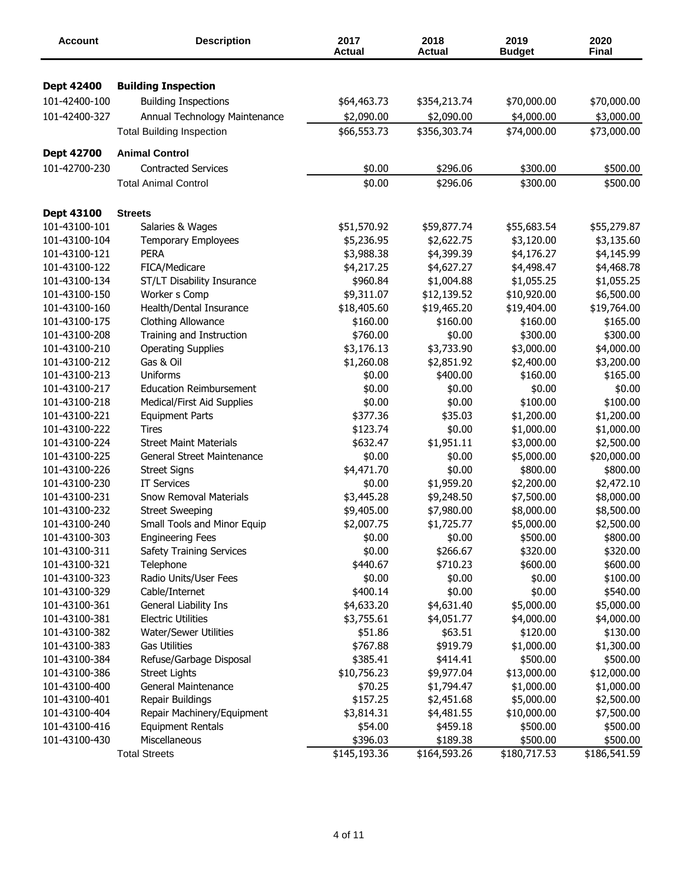| Account | Description | 2017 Actual | 2018 Actual | 2019 Budget | 2020 Final |
|---|---|---|---|---|---|
| **Dept 42400** | **Building Inspection** | | | | |
| 101-42400-100 | Building Inspections | $64,463.73 | $354,213.74 | $70,000.00 | $70,000.00 |
| 101-42400-327 | Annual Technology Maintenance | $2,090.00 | $2,090.00 | $4,000.00 | $3,000.00 |
| | Total Building Inspection | $66,553.73 | $356,303.74 | $74,000.00 | $73,000.00 |
| **Dept 42700** | **Animal Control** | | | | |
| 101-42700-230 | Contracted Services | $0.00 | $296.06 | $300.00 | $500.00 |
| | Total Animal Control | $0.00 | $296.06 | $300.00 | $500.00 |
| **Dept 43100** | **Streets** | | | | |
| 101-43100-101 | Salaries & Wages | $51,570.92 | $59,877.74 | $55,683.54 | $55,279.87 |
| 101-43100-104 | Temporary Employees | $5,236.95 | $2,622.75 | $3,120.00 | $3,135.60 |
| 101-43100-121 | PERA | $3,988.38 | $4,399.39 | $4,176.27 | $4,145.99 |
| 101-43100-122 | FICA/Medicare | $4,217.25 | $4,627.27 | $4,498.47 | $4,468.78 |
| 101-43100-134 | ST/LT Disability Insurance | $960.84 | $1,004.88 | $1,055.25 | $1,055.25 |
| 101-43100-150 | Worker s Comp | $9,311.07 | $12,139.52 | $10,920.00 | $6,500.00 |
| 101-43100-160 | Health/Dental Insurance | $18,405.60 | $19,465.20 | $19,404.00 | $19,764.00 |
| 101-43100-175 | Clothing Allowance | $160.00 | $160.00 | $160.00 | $165.00 |
| 101-43100-208 | Training and Instruction | $760.00 | $0.00 | $300.00 | $300.00 |
| 101-43100-210 | Operating Supplies | $3,176.13 | $3,733.90 | $3,000.00 | $4,000.00 |
| 101-43100-212 | Gas & Oil | $1,260.08 | $2,851.92 | $2,400.00 | $3,200.00 |
| 101-43100-213 | Uniforms | $0.00 | $400.00 | $160.00 | $165.00 |
| 101-43100-217 | Education Reimbursement | $0.00 | $0.00 | $0.00 | $0.00 |
| 101-43100-218 | Medical/First Aid Supplies | $0.00 | $0.00 | $100.00 | $100.00 |
| 101-43100-221 | Equipment Parts | $377.36 | $35.03 | $1,200.00 | $1,200.00 |
| 101-43100-222 | Tires | $123.74 | $0.00 | $1,000.00 | $1,000.00 |
| 101-43100-224 | Street Maint Materials | $632.47 | $1,951.11 | $3,000.00 | $2,500.00 |
| 101-43100-225 | General Street Maintenance | $0.00 | $0.00 | $5,000.00 | $20,000.00 |
| 101-43100-226 | Street Signs | $4,471.70 | $0.00 | $800.00 | $800.00 |
| 101-43100-230 | IT Services | $0.00 | $1,959.20 | $2,200.00 | $2,472.10 |
| 101-43100-231 | Snow Removal Materials | $3,445.28 | $9,248.50 | $7,500.00 | $8,000.00 |
| 101-43100-232 | Street Sweeping | $9,405.00 | $7,980.00 | $8,000.00 | $8,500.00 |
| 101-43100-240 | Small Tools and Minor Equip | $2,007.75 | $1,725.77 | $5,000.00 | $2,500.00 |
| 101-43100-303 | Engineering Fees | $0.00 | $0.00 | $500.00 | $800.00 |
| 101-43100-311 | Safety Training Services | $0.00 | $266.67 | $320.00 | $320.00 |
| 101-43100-321 | Telephone | $440.67 | $710.23 | $600.00 | $600.00 |
| 101-43100-323 | Radio Units/User Fees | $0.00 | $0.00 | $0.00 | $100.00 |
| 101-43100-329 | Cable/Internet | $400.14 | $0.00 | $0.00 | $540.00 |
| 101-43100-361 | General Liability Ins | $4,633.20 | $4,631.40 | $5,000.00 | $5,000.00 |
| 101-43100-381 | Electric Utilities | $3,755.61 | $4,051.77 | $4,000.00 | $4,000.00 |
| 101-43100-382 | Water/Sewer Utilities | $51.86 | $63.51 | $120.00 | $130.00 |
| 101-43100-383 | Gas Utilities | $767.88 | $919.79 | $1,000.00 | $1,300.00 |
| 101-43100-384 | Refuse/Garbage Disposal | $385.41 | $414.41 | $500.00 | $500.00 |
| 101-43100-386 | Street Lights | $10,756.23 | $9,977.04 | $13,000.00 | $12,000.00 |
| 101-43100-400 | General Maintenance | $70.25 | $1,794.47 | $1,000.00 | $1,000.00 |
| 101-43100-401 | Repair Buildings | $157.25 | $2,451.68 | $5,000.00 | $2,500.00 |
| 101-43100-404 | Repair Machinery/Equipment | $3,814.31 | $4,481.55 | $10,000.00 | $7,500.00 |
| 101-43100-416 | Equipment Rentals | $54.00 | $459.18 | $500.00 | $500.00 |
| 101-43100-430 | Miscellaneous | $396.03 | $189.38 | $500.00 | $500.00 |
| | Total Streets | $145,193.36 | $164,593.26 | $180,717.53 | $186,541.59 |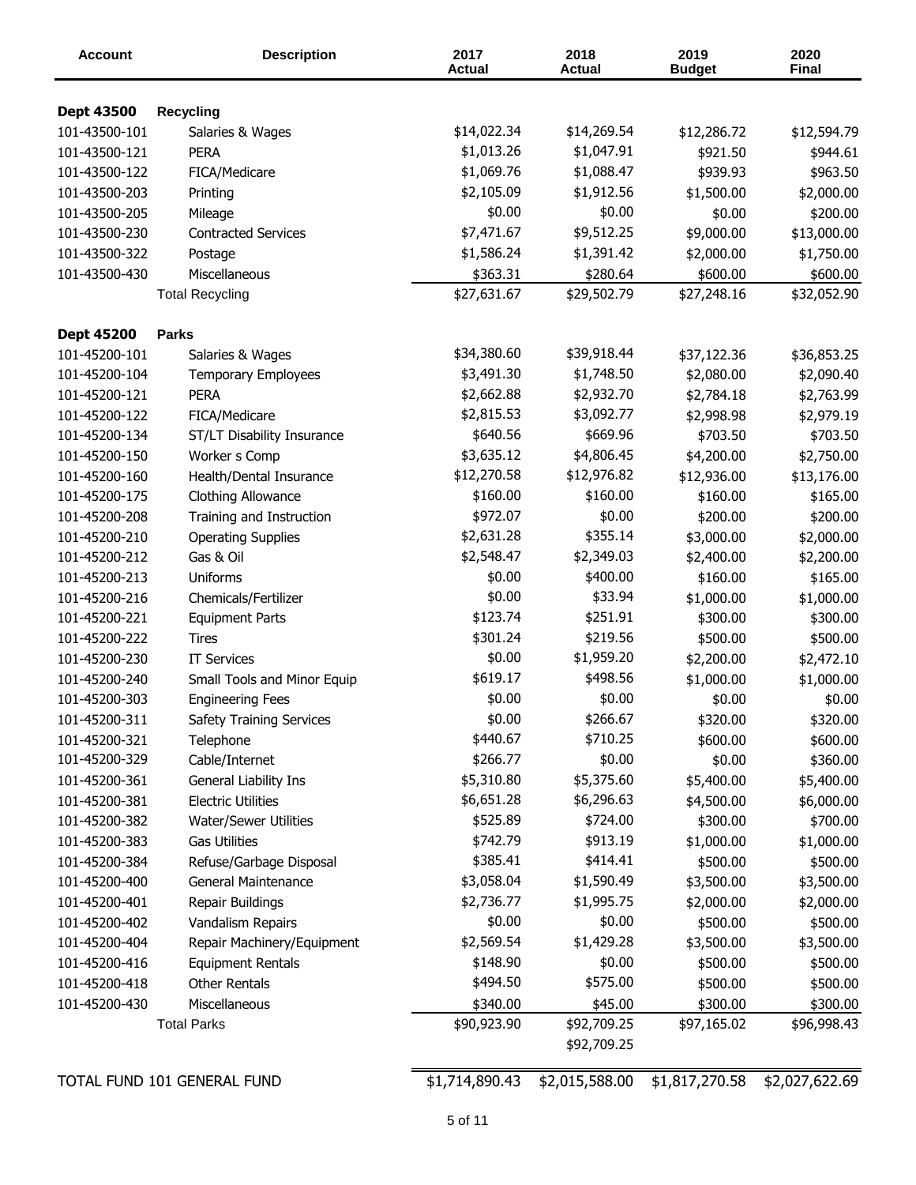| Account | Description | 2017 Actual | 2018 Actual | 2019 Budget | 2020 Final |
|---|---|---|---|---|---|
| **Dept 43500** | **Recycling** | | | | |
| 101-43500-101 | Salaries & Wages | $14,022.34 | $14,269.54 | $12,286.72 | $12,594.79 |
| 101-43500-121 | PERA | $1,013.26 | $1,047.91 | $921.50 | $944.61 |
| 101-43500-122 | FICA/Medicare | $1,069.76 | $1,088.47 | $939.93 | $963.50 |
| 101-43500-203 | Printing | $2,105.09 | $1,912.56 | $1,500.00 | $2,000.00 |
| 101-43500-205 | Mileage | $0.00 | $0.00 | $0.00 | $200.00 |
| 101-43500-230 | Contracted Services | $7,471.67 | $9,512.25 | $9,000.00 | $13,000.00 |
| 101-43500-322 | Postage | $1,586.24 | $1,391.42 | $2,000.00 | $1,750.00 |
| 101-43500-430 | Miscellaneous | $363.31 | $280.64 | $600.00 | $600.00 |
| | Total Recycling | $27,631.67 | $29,502.79 | $27,248.16 | $32,052.90 |
| **Dept 45200** | **Parks** | | | | |
| 101-45200-101 | Salaries & Wages | $34,380.60 | $39,918.44 | $37,122.36 | $36,853.25 |
| 101-45200-104 | Temporary Employees | $3,491.30 | $1,748.50 | $2,080.00 | $2,090.40 |
| 101-45200-121 | PERA | $2,662.88 | $2,932.70 | $2,784.18 | $2,763.99 |
| 101-45200-122 | FICA/Medicare | $2,815.53 | $3,092.77 | $2,998.98 | $2,979.19 |
| 101-45200-134 | ST/LT Disability Insurance | $640.56 | $669.96 | $703.50 | $703.50 |
| 101-45200-150 | Worker s Comp | $3,635.12 | $4,806.45 | $4,200.00 | $2,750.00 |
| 101-45200-160 | Health/Dental Insurance | $12,270.58 | $12,976.82 | $12,936.00 | $13,176.00 |
| 101-45200-175 | Clothing Allowance | $160.00 | $160.00 | $160.00 | $165.00 |
| 101-45200-208 | Training and Instruction | $972.07 | $0.00 | $200.00 | $200.00 |
| 101-45200-210 | Operating Supplies | $2,631.28 | $355.14 | $3,000.00 | $2,000.00 |
| 101-45200-212 | Gas & Oil | $2,548.47 | $2,349.03 | $2,400.00 | $2,200.00 |
| 101-45200-213 | Uniforms | $0.00 | $400.00 | $160.00 | $165.00 |
| 101-45200-216 | Chemicals/Fertilizer | $0.00 | $33.94 | $1,000.00 | $1,000.00 |
| 101-45200-221 | Equipment Parts | $123.74 | $251.91 | $300.00 | $300.00 |
| 101-45200-222 | Tires | $301.24 | $219.56 | $500.00 | $500.00 |
| 101-45200-230 | IT Services | $0.00 | $1,959.20 | $2,200.00 | $2,472.10 |
| 101-45200-240 | Small Tools and Minor Equip | $619.17 | $498.56 | $1,000.00 | $1,000.00 |
| 101-45200-303 | Engineering Fees | $0.00 | $0.00 | $0.00 | $0.00 |
| 101-45200-311 | Safety Training Services | $0.00 | $266.67 | $320.00 | $320.00 |
| 101-45200-321 | Telephone | $440.67 | $710.25 | $600.00 | $600.00 |
| 101-45200-329 | Cable/Internet | $266.77 | $0.00 | $0.00 | $360.00 |
| 101-45200-361 | General Liability Ins | $5,310.80 | $5,375.60 | $5,400.00 | $5,400.00 |
| 101-45200-381 | Electric Utilities | $6,651.28 | $6,296.63 | $4,500.00 | $6,000.00 |
| 101-45200-382 | Water/Sewer Utilities | $525.89 | $724.00 | $300.00 | $700.00 |
| 101-45200-383 | Gas Utilities | $742.79 | $913.19 | $1,000.00 | $1,000.00 |
| 101-45200-384 | Refuse/Garbage Disposal | $385.41 | $414.41 | $500.00 | $500.00 |
| 101-45200-400 | General Maintenance | $3,058.04 | $1,590.49 | $3,500.00 | $3,500.00 |
| 101-45200-401 | Repair Buildings | $2,736.77 | $1,995.75 | $2,000.00 | $2,000.00 |
| 101-45200-402 | Vandalism Repairs | $0.00 | $0.00 | $500.00 | $500.00 |
| 101-45200-404 | Repair Machinery/Equipment | $2,569.54 | $1,429.28 | $3,500.00 | $3,500.00 |
| 101-45200-416 | Equipment Rentals | $148.90 | $0.00 | $500.00 | $500.00 |
| 101-45200-418 | Other Rentals | $494.50 | $575.00 | $500.00 | $500.00 |
| 101-45200-430 | Miscellaneous | $340.00 | $45.00 | $300.00 | $300.00 |
| | Total Parks | $90,923.90 | $92,709.25 | $97,165.02 | $96,998.43 |
| | | | $92,709.25 | | |
| TOTAL FUND 101 GENERAL FUND | | $1,714,890.43 | $2,015,588.00 | $1,817,270.58 | $2,027,622.69 |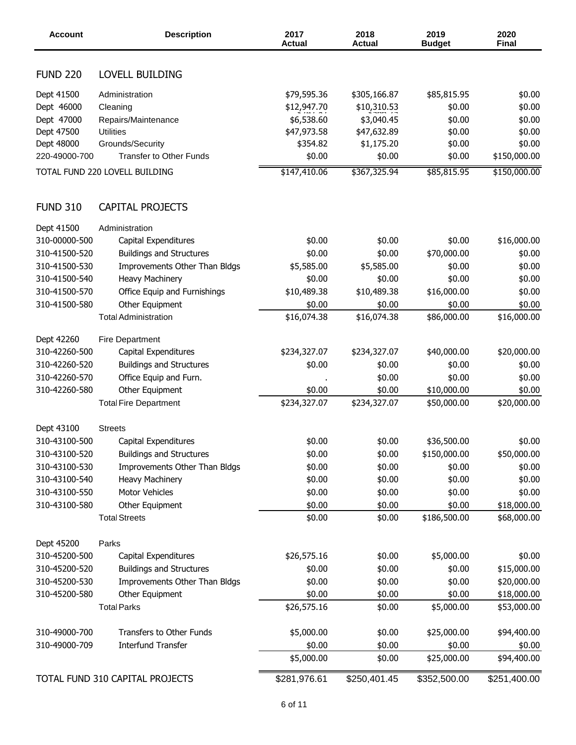| Account | Description | 2017 Actual | 2018 Actual | 2019 Budget | 2020 Final |
|---|---|---|---|---|---|
| **FUND 220** | **LOVELL BUILDING** | | | | |
| Dept 41500 | Administration | $79,595.36 | $305,166.87 | $85,815.95 | $0.00 |
| Dept 46000 | Cleaning | $12,947.70 | $10,310.53 | $0.00 | $0.00 |
| Dept 47000 | Repairs/Maintenance | $6,538.60 | $3,040.45 | $0.00 | $0.00 |
| Dept 47500 | Utilities | $47,973.58 | $47,632.89 | $0.00 | $0.00 |
| Dept 48000 | Grounds/Security | $354.82 | $1,175.20 | $0.00 | $0.00 |
| 220-49000-700 | Transfer to Other Funds | $0.00 | $0.00 | $0.00 | $150,000.00 |
| TOTAL FUND 220 LOVELL BUILDING | | $147,410.06 | $367,325.94 | $85,815.95 | $150,000.00 |
| **FUND 310** | **CAPITAL PROJECTS** | | | | |
| Dept 41500 | Administration | | | | |
| 310-00000-500 | Capital Expenditures | $0.00 | $0.00 | $0.00 | $16,000.00 |
| 310-41500-520 | Buildings and Structures | $0.00 | $0.00 | $70,000.00 | $0.00 |
| 310-41500-530 | Improvements Other Than Bldgs | $5,585.00 | $5,585.00 | $0.00 | $0.00 |
| 310-41500-540 | Heavy Machinery | $0.00 | $0.00 | $0.00 | $0.00 |
| 310-41500-570 | Office Equip and Furnishings | $10,489.38 | $10,489.38 | $16,000.00 | $0.00 |
| 310-41500-580 | Other Equipment | $0.00 | $0.00 | $0.00 | $0.00 |
| | Total Administration | $16,074.38 | $16,074.38 | $86,000.00 | $16,000.00 |
| Dept 42260 | Fire Department | | | | |
| 310-42260-500 | Capital Expenditures | $234,327.07 | $234,327.07 | $40,000.00 | $20,000.00 |
| 310-42260-520 | Buildings and Structures | $0.00 | $0.00 | $0.00 | $0.00 |
| 310-42260-570 | Office Equip and Furn. | . | $0.00 | $0.00 | $0.00 |
| 310-42260-580 | Other Equipment | $0.00 | $0.00 | $10,000.00 | $0.00 |
| | Total Fire Department | $234,327.07 | $234,327.07 | $50,000.00 | $20,000.00 |
| Dept 43100 | Streets | | | | |
| 310-43100-500 | Capital Expenditures | $0.00 | $0.00 | $36,500.00 | $0.00 |
| 310-43100-520 | Buildings and Structures | $0.00 | $0.00 | $150,000.00 | $50,000.00 |
| 310-43100-530 | Improvements Other Than Bldgs | $0.00 | $0.00 | $0.00 | $0.00 |
| 310-43100-540 | Heavy Machinery | $0.00 | $0.00 | $0.00 | $0.00 |
| 310-43100-550 | Motor Vehicles | $0.00 | $0.00 | $0.00 | $0.00 |
| 310-43100-580 | Other Equipment | $0.00 | $0.00 | $0.00 | $18,000.00 |
| | Total Streets | $0.00 | $0.00 | $186,500.00 | $68,000.00 |
| Dept 45200 | Parks | | | | |
| 310-45200-500 | Capital Expenditures | $26,575.16 | $0.00 | $5,000.00 | $0.00 |
| 310-45200-520 | Buildings and Structures | $0.00 | $0.00 | $0.00 | $15,000.00 |
| 310-45200-530 | Improvements Other Than Bldgs | $0.00 | $0.00 | $0.00 | $20,000.00 |
| 310-45200-580 | Other Equipment | $0.00 | $0.00 | $0.00 | $18,000.00 |
| | Total Parks | $26,575.16 | $0.00 | $5,000.00 | $53,000.00 |
| 310-49000-700 | Transfers to Other Funds | $5,000.00 | $0.00 | $25,000.00 | $94,400.00 |
| 310-49000-709 | Interfund Transfer | $0.00 | $0.00 | $0.00 | $0.00 |
| | | $5,000.00 | $0.00 | $25,000.00 | $94,400.00 |
| TOTAL FUND 310 CAPITAL PROJECTS | | $281,976.61 | $250,401.45 | $352,500.00 | $251,400.00 |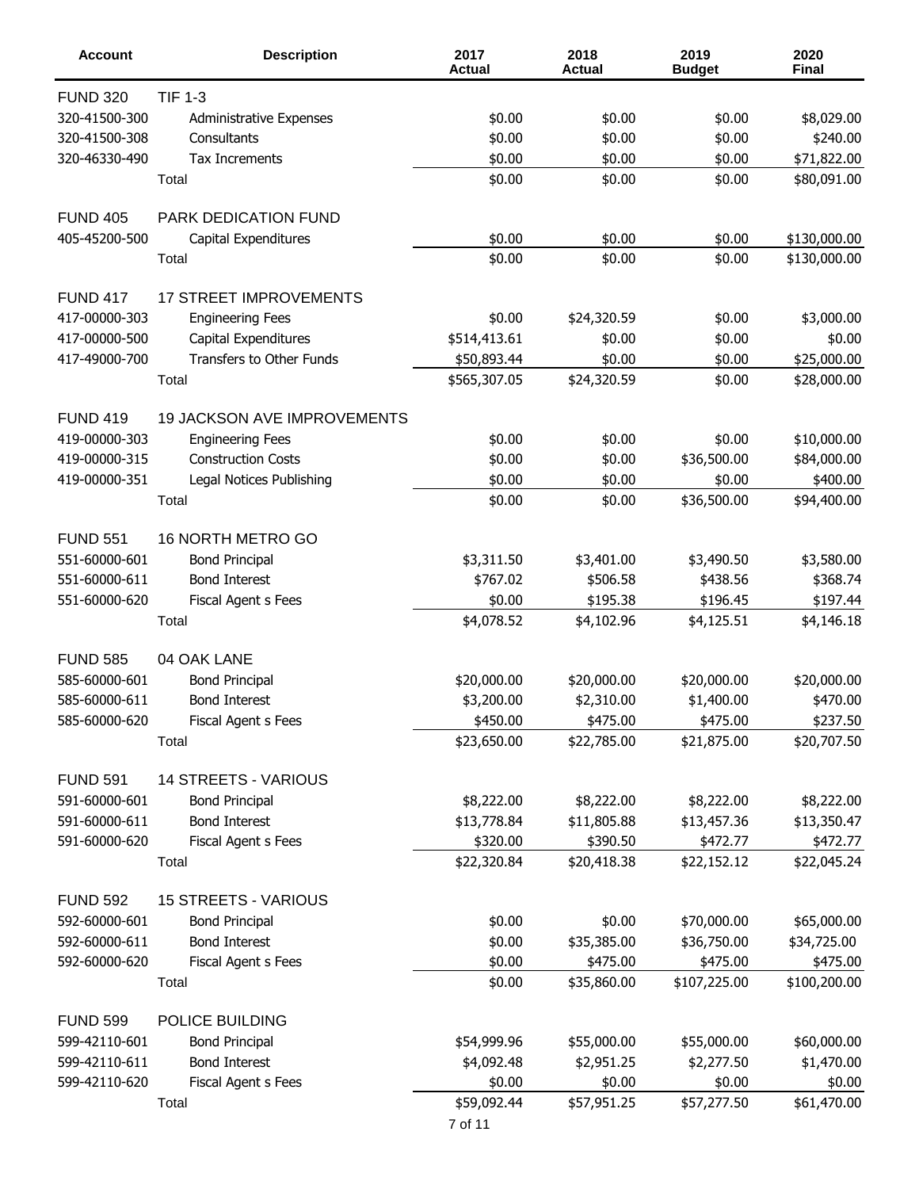| Account | Description | 2017 Actual | 2018 Actual | 2019 Budget | 2020 Final |
|---|---|---|---|---|---|
| FUND 320 | TIF 1-3 | | | | |
| 320-41500-300 | Administrative Expenses | $0.00 | $0.00 | $0.00 | $8,029.00 |
| 320-41500-308 | Consultants | $0.00 | $0.00 | $0.00 | $240.00 |
| 320-46330-490 | Tax Increments | $0.00 | $0.00 | $0.00 | $71,822.00 |
| | Total | $0.00 | $0.00 | $0.00 | $80,091.00 |
| FUND 405 | PARK DEDICATION FUND | | | | |
| 405-45200-500 | Capital Expenditures | $0.00 | $0.00 | $0.00 | $130,000.00 |
| | Total | $0.00 | $0.00 | $0.00 | $130,000.00 |
| FUND 417 | 17 STREET IMPROVEMENTS | | | | |
| 417-00000-303 | Engineering Fees | $0.00 | $24,320.59 | $0.00 | $3,000.00 |
| 417-00000-500 | Capital Expenditures | $514,413.61 | $0.00 | $0.00 | $0.00 |
| 417-49000-700 | Transfers to Other Funds | $50,893.44 | $0.00 | $0.00 | $25,000.00 |
| | Total | $565,307.05 | $24,320.59 | $0.00 | $28,000.00 |
| FUND 419 | 19 JACKSON AVE IMPROVEMENTS | | | | |
| 419-00000-303 | Engineering Fees | $0.00 | $0.00 | $0.00 | $10,000.00 |
| 419-00000-315 | Construction Costs | $0.00 | $0.00 | $36,500.00 | $84,000.00 |
| 419-00000-351 | Legal Notices Publishing | $0.00 | $0.00 | $0.00 | $400.00 |
| | Total | $0.00 | $0.00 | $36,500.00 | $94,400.00 |
| FUND 551 | 16 NORTH METRO GO | | | | |
| 551-60000-601 | Bond Principal | $3,311.50 | $3,401.00 | $3,490.50 | $3,580.00 |
| 551-60000-611 | Bond Interest | $767.02 | $506.58 | $438.56 | $368.74 |
| 551-60000-620 | Fiscal Agent s Fees | $0.00 | $195.38 | $196.45 | $197.44 |
| | Total | $4,078.52 | $4,102.96 | $4,125.51 | $4,146.18 |
| FUND 585 | 04 OAK LANE | | | | |
| 585-60000-601 | Bond Principal | $20,000.00 | $20,000.00 | $20,000.00 | $20,000.00 |
| 585-60000-611 | Bond Interest | $3,200.00 | $2,310.00 | $1,400.00 | $470.00 |
| 585-60000-620 | Fiscal Agent s Fees | $450.00 | $475.00 | $475.00 | $237.50 |
| | Total | $23,650.00 | $22,785.00 | $21,875.00 | $20,707.50 |
| FUND 591 | 14 STREETS - VARIOUS | | | | |
| 591-60000-601 | Bond Principal | $8,222.00 | $8,222.00 | $8,222.00 | $8,222.00 |
| 591-60000-611 | Bond Interest | $13,778.84 | $11,805.88 | $13,457.36 | $13,350.47 |
| 591-60000-620 | Fiscal Agent s Fees | $320.00 | $390.50 | $472.77 | $472.77 |
| | Total | $22,320.84 | $20,418.38 | $22,152.12 | $22,045.24 |
| FUND 592 | 15 STREETS - VARIOUS | | | | |
| 592-60000-601 | Bond Principal | $0.00 | $0.00 | $70,000.00 | $65,000.00 |
| 592-60000-611 | Bond Interest | $0.00 | $35,385.00 | $36,750.00 | $34,725.00 |
| 592-60000-620 | Fiscal Agent s Fees | $0.00 | $475.00 | $475.00 | $475.00 |
| | Total | $0.00 | $35,860.00 | $107,225.00 | $100,200.00 |
| FUND 599 | POLICE BUILDING | | | | |
| 599-42110-601 | Bond Principal | $54,999.96 | $55,000.00 | $55,000.00 | $60,000.00 |
| 599-42110-611 | Bond Interest | $4,092.48 | $2,951.25 | $2,277.50 | $1,470.00 |
| 599-42110-620 | Fiscal Agent s Fees | $0.00 | $0.00 | $0.00 | $0.00 |
| | Total | $59,092.44 | $57,951.25 | $57,277.50 | $61,470.00 |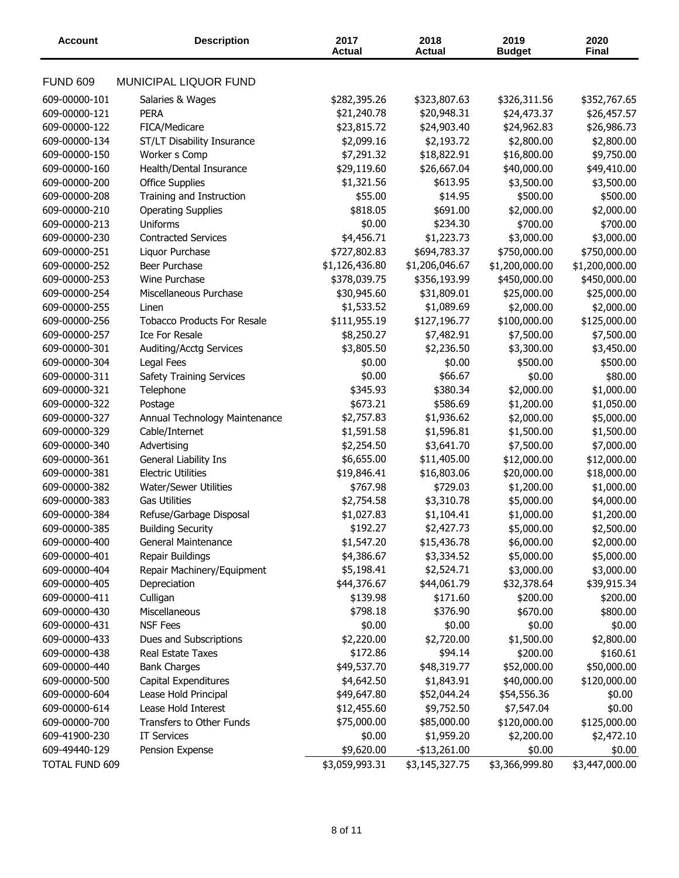| Account | Description | 2017 Actual | 2018 Actual | 2019 Budget | 2020 Final |
|---|---|---|---|---|---|
| FUND 609 | MUNICIPAL LIQUOR FUND | | | | |
| 609-00000-101 | Salaries & Wages | $282,395.26 | $323,807.63 | $326,311.56 | $352,767.65 |
| 609-00000-121 | PERA | $21,240.78 | $20,948.31 | $24,473.37 | $26,457.57 |
| 609-00000-122 | FICA/Medicare | $23,815.72 | $24,903.40 | $24,962.83 | $26,986.73 |
| 609-00000-134 | ST/LT Disability Insurance | $2,099.16 | $2,193.72 | $2,800.00 | $2,800.00 |
| 609-00000-150 | Worker s Comp | $7,291.32 | $18,822.91 | $16,800.00 | $9,750.00 |
| 609-00000-160 | Health/Dental Insurance | $29,119.60 | $26,667.04 | $40,000.00 | $49,410.00 |
| 609-00000-200 | Office Supplies | $1,321.56 | $613.95 | $3,500.00 | $3,500.00 |
| 609-00000-208 | Training and Instruction | $55.00 | $14.95 | $500.00 | $500.00 |
| 609-00000-210 | Operating Supplies | $818.05 | $691.00 | $2,000.00 | $2,000.00 |
| 609-00000-213 | Uniforms | $0.00 | $234.30 | $700.00 | $700.00 |
| 609-00000-230 | Contracted Services | $4,456.71 | $1,223.73 | $3,000.00 | $3,000.00 |
| 609-00000-251 | Liquor Purchase | $727,802.83 | $694,783.37 | $750,000.00 | $750,000.00 |
| 609-00000-252 | Beer Purchase | $1,126,436.80 | $1,206,046.67 | $1,200,000.00 | $1,200,000.00 |
| 609-00000-253 | Wine Purchase | $378,039.75 | $356,193.99 | $450,000.00 | $450,000.00 |
| 609-00000-254 | Miscellaneous Purchase | $30,945.60 | $31,809.01 | $25,000.00 | $25,000.00 |
| 609-00000-255 | Linen | $1,533.52 | $1,089.69 | $2,000.00 | $2,000.00 |
| 609-00000-256 | Tobacco Products For Resale | $111,955.19 | $127,196.77 | $100,000.00 | $125,000.00 |
| 609-00000-257 | Ice For Resale | $8,250.27 | $7,482.91 | $7,500.00 | $7,500.00 |
| 609-00000-301 | Auditing/Acctg Services | $3,805.50 | $2,236.50 | $3,300.00 | $3,450.00 |
| 609-00000-304 | Legal Fees | $0.00 | $0.00 | $500.00 | $500.00 |
| 609-00000-311 | Safety Training Services | $0.00 | $66.67 | $0.00 | $80.00 |
| 609-00000-321 | Telephone | $345.93 | $380.34 | $2,000.00 | $1,000.00 |
| 609-00000-322 | Postage | $673.21 | $586.69 | $1,200.00 | $1,050.00 |
| 609-00000-327 | Annual Technology Maintenance | $2,757.83 | $1,936.62 | $2,000.00 | $5,000.00 |
| 609-00000-329 | Cable/Internet | $1,591.58 | $1,596.81 | $1,500.00 | $1,500.00 |
| 609-00000-340 | Advertising | $2,254.50 | $3,641.70 | $7,500.00 | $7,000.00 |
| 609-00000-361 | General Liability Ins | $6,655.00 | $11,405.00 | $12,000.00 | $12,000.00 |
| 609-00000-381 | Electric Utilities | $19,846.41 | $16,803.06 | $20,000.00 | $18,000.00 |
| 609-00000-382 | Water/Sewer Utilities | $767.98 | $729.03 | $1,200.00 | $1,000.00 |
| 609-00000-383 | Gas Utilities | $2,754.58 | $3,310.78 | $5,000.00 | $4,000.00 |
| 609-00000-384 | Refuse/Garbage Disposal | $1,027.83 | $1,104.41 | $1,000.00 | $1,200.00 |
| 609-00000-385 | Building Security | $192.27 | $2,427.73 | $5,000.00 | $2,500.00 |
| 609-00000-400 | General Maintenance | $1,547.20 | $15,436.78 | $6,000.00 | $2,000.00 |
| 609-00000-401 | Repair Buildings | $4,386.67 | $3,334.52 | $5,000.00 | $5,000.00 |
| 609-00000-404 | Repair Machinery/Equipment | $5,198.41 | $2,524.71 | $3,000.00 | $3,000.00 |
| 609-00000-405 | Depreciation | $44,376.67 | $44,061.79 | $32,378.64 | $39,915.34 |
| 609-00000-411 | Culligan | $139.98 | $171.60 | $200.00 | $200.00 |
| 609-00000-430 | Miscellaneous | $798.18 | $376.90 | $670.00 | $800.00 |
| 609-00000-431 | NSF Fees | $0.00 | $0.00 | $0.00 | $0.00 |
| 609-00000-433 | Dues and Subscriptions | $2,220.00 | $2,720.00 | $1,500.00 | $2,800.00 |
| 609-00000-438 | Real Estate Taxes | $172.86 | $94.14 | $200.00 | $160.61 |
| 609-00000-440 | Bank Charges | $49,537.70 | $48,319.77 | $52,000.00 | $50,000.00 |
| 609-00000-500 | Capital Expenditures | $4,642.50 | $1,843.91 | $40,000.00 | $120,000.00 |
| 609-00000-604 | Lease Hold Principal | $49,647.80 | $52,044.24 | $54,556.36 | $0.00 |
| 609-00000-614 | Lease Hold Interest | $12,455.60 | $9,752.50 | $7,547.04 | $0.00 |
| 609-00000-700 | Transfers to Other Funds | $75,000.00 | $85,000.00 | $120,000.00 | $125,000.00 |
| 609-41900-230 | IT Services | $0.00 | $1,959.20 | $2,200.00 | $2,472.10 |
| 609-49440-129 | Pension Expense | $9,620.00 | -$13,261.00 | $0.00 | $0.00 |
| TOTAL FUND 609 | | $3,059,993.31 | $3,145,327.75 | $3,366,999.80 | $3,447,000.00 |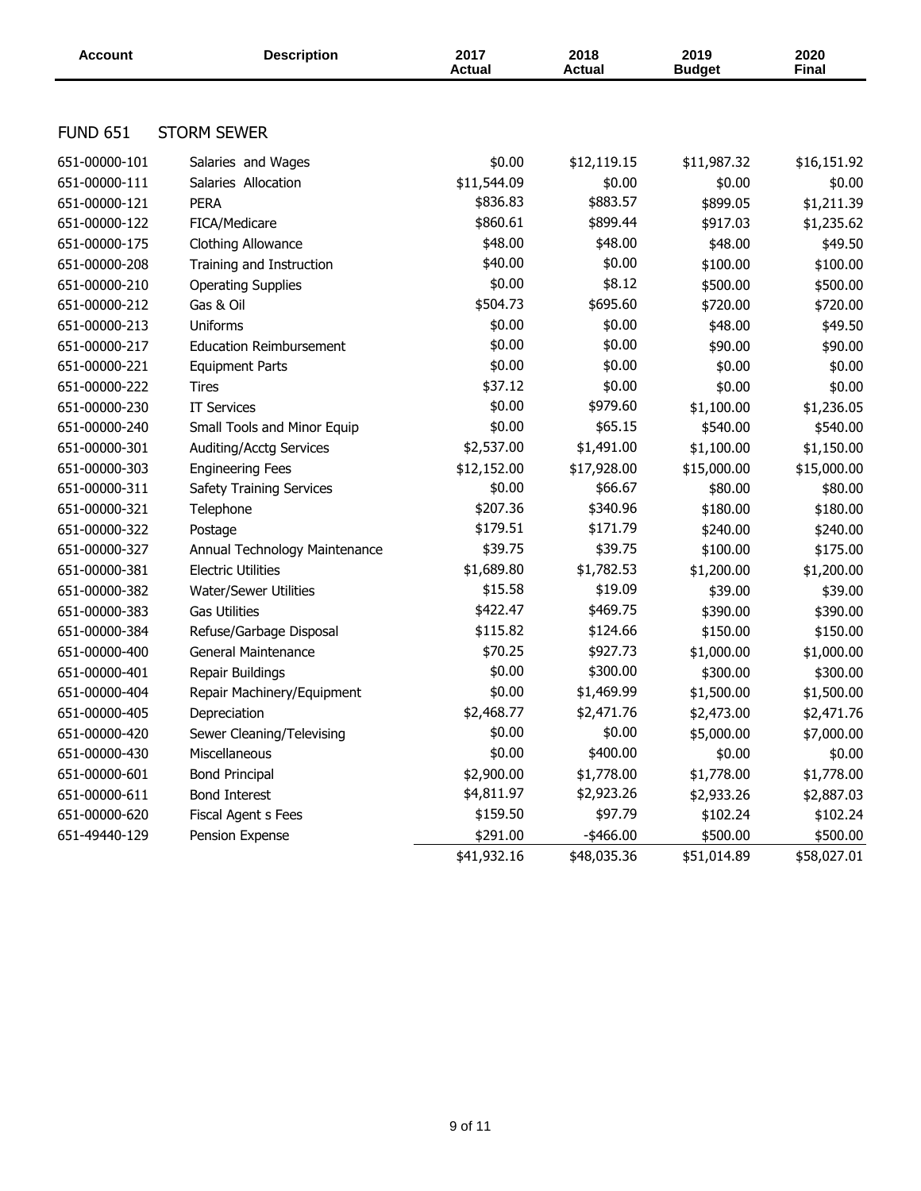| Account | Description | 2017 Actual | 2018 Actual | 2019 Budget | 2020 Final |
|---|---|---|---|---|---|
| **FUND 651** | **STORM SEWER** | | | | |
| 651-00000-101 | Salaries and Wages | $0.00 | $12,119.15 | $11,987.32 | $16,151.92 |
| 651-00000-111 | Salaries Allocation | $11,544.09 | $0.00 | $0.00 | $0.00 |
| 651-00000-121 | PERA | $836.83 | $883.57 | $899.05 | $1,211.39 |
| 651-00000-122 | FICA/Medicare | $860.61 | $899.44 | $917.03 | $1,235.62 |
| 651-00000-175 | Clothing Allowance | $48.00 | $48.00 | $48.00 | $49.50 |
| 651-00000-208 | Training and Instruction | $40.00 | $0.00 | $100.00 | $100.00 |
| 651-00000-210 | Operating Supplies | $0.00 | $8.12 | $500.00 | $500.00 |
| 651-00000-212 | Gas & Oil | $504.73 | $695.60 | $720.00 | $720.00 |
| 651-00000-213 | Uniforms | $0.00 | $0.00 | $48.00 | $49.50 |
| 651-00000-217 | Education Reimbursement | $0.00 | $0.00 | $90.00 | $90.00 |
| 651-00000-221 | Equipment Parts | $0.00 | $0.00 | $0.00 | $0.00 |
| 651-00000-222 | Tires | $37.12 | $0.00 | $0.00 | $0.00 |
| 651-00000-230 | IT Services | $0.00 | $979.60 | $1,100.00 | $1,236.05 |
| 651-00000-240 | Small Tools and Minor Equip | $0.00 | $65.15 | $540.00 | $540.00 |
| 651-00000-301 | Auditing/Acctg Services | $2,537.00 | $1,491.00 | $1,100.00 | $1,150.00 |
| 651-00000-303 | Engineering Fees | $12,152.00 | $17,928.00 | $15,000.00 | $15,000.00 |
| 651-00000-311 | Safety Training Services | $0.00 | $66.67 | $80.00 | $80.00 |
| 651-00000-321 | Telephone | $207.36 | $340.96 | $180.00 | $180.00 |
| 651-00000-322 | Postage | $179.51 | $171.79 | $240.00 | $240.00 |
| 651-00000-327 | Annual Technology Maintenance | $39.75 | $39.75 | $100.00 | $175.00 |
| 651-00000-381 | Electric Utilities | $1,689.80 | $1,782.53 | $1,200.00 | $1,200.00 |
| 651-00000-382 | Water/Sewer Utilities | $15.58 | $19.09 | $39.00 | $39.00 |
| 651-00000-383 | Gas Utilities | $422.47 | $469.75 | $390.00 | $390.00 |
| 651-00000-384 | Refuse/Garbage Disposal | $115.82 | $124.66 | $150.00 | $150.00 |
| 651-00000-400 | General Maintenance | $70.25 | $927.73 | $1,000.00 | $1,000.00 |
| 651-00000-401 | Repair Buildings | $0.00 | $300.00 | $300.00 | $300.00 |
| 651-00000-404 | Repair Machinery/Equipment | $0.00 | $1,469.99 | $1,500.00 | $1,500.00 |
| 651-00000-405 | Depreciation | $2,468.77 | $2,471.76 | $2,473.00 | $2,471.76 |
| 651-00000-420 | Sewer Cleaning/Televising | $0.00 | $0.00 | $5,000.00 | $7,000.00 |
| 651-00000-430 | Miscellaneous | $0.00 | $400.00 | $0.00 | $0.00 |
| 651-00000-601 | Bond Principal | $2,900.00 | $1,778.00 | $1,778.00 | $1,778.00 |
| 651-00000-611 | Bond Interest | $4,811.97 | $2,923.26 | $2,933.26 | $2,887.03 |
| 651-00000-620 | Fiscal Agent s Fees | $159.50 | $97.79 | $102.24 | $102.24 |
| 651-49440-129 | Pension Expense | $291.00 | -$466.00 | $500.00 | $500.00 |
| | | $41,932.16 | $48,035.36 | $51,014.89 | $58,027.01 |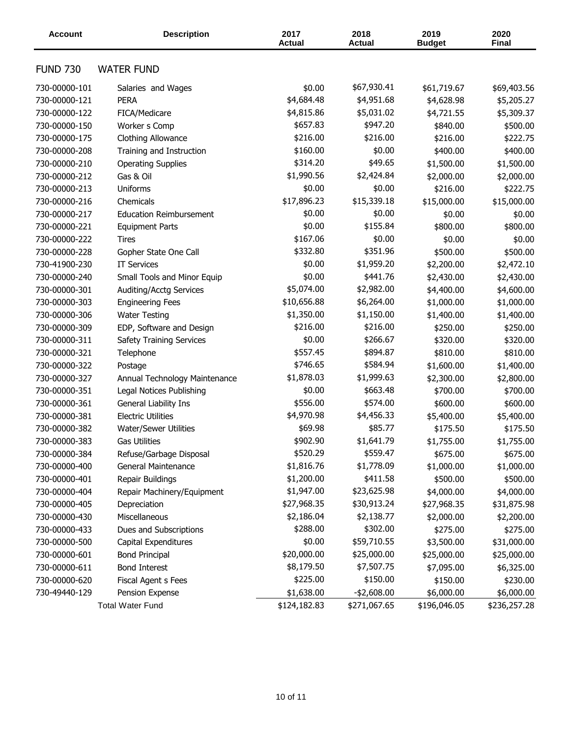| Account | Description | 2017 Actual | 2018 Actual | 2019 Budget | 2020 Final |
|---|---|---|---|---|---|
| **FUND 730** | **WATER FUND** | | | | |
| 730-00000-101 | Salaries and Wages | $0.00 | $67,930.41 | $61,719.67 | $69,403.56 |
| 730-00000-121 | PERA | $4,684.48 | $4,951.68 | $4,628.98 | $5,205.27 |
| 730-00000-122 | FICA/Medicare | $4,815.86 | $5,031.02 | $4,721.55 | $5,309.37 |
| 730-00000-150 | Worker s Comp | $657.83 | $947.20 | $840.00 | $500.00 |
| 730-00000-175 | Clothing Allowance | $216.00 | $216.00 | $216.00 | $222.75 |
| 730-00000-208 | Training and Instruction | $160.00 | $0.00 | $400.00 | $400.00 |
| 730-00000-210 | Operating Supplies | $314.20 | $49.65 | $1,500.00 | $1,500.00 |
| 730-00000-212 | Gas & Oil | $1,990.56 | $2,424.84 | $2,000.00 | $2,000.00 |
| 730-00000-213 | Uniforms | $0.00 | $0.00 | $216.00 | $222.75 |
| 730-00000-216 | Chemicals | $17,896.23 | $15,339.18 | $15,000.00 | $15,000.00 |
| 730-00000-217 | Education Reimbursement | $0.00 | $0.00 | $0.00 | $0.00 |
| 730-00000-221 | Equipment Parts | $0.00 | $155.84 | $800.00 | $800.00 |
| 730-00000-222 | Tires | $167.06 | $0.00 | $0.00 | $0.00 |
| 730-00000-228 | Gopher State One Call | $332.80 | $351.96 | $500.00 | $500.00 |
| 730-41900-230 | IT Services | $0.00 | $1,959.20 | $2,200.00 | $2,472.10 |
| 730-00000-240 | Small Tools and Minor Equip | $0.00 | $441.76 | $2,430.00 | $2,430.00 |
| 730-00000-301 | Auditing/Acctg Services | $5,074.00 | $2,982.00 | $4,400.00 | $4,600.00 |
| 730-00000-303 | Engineering Fees | $10,656.88 | $6,264.00 | $1,000.00 | $1,000.00 |
| 730-00000-306 | Water Testing | $1,350.00 | $1,150.00 | $1,400.00 | $1,400.00 |
| 730-00000-309 | EDP, Software and Design | $216.00 | $216.00 | $250.00 | $250.00 |
| 730-00000-311 | Safety Training Services | $0.00 | $266.67 | $320.00 | $320.00 |
| 730-00000-321 | Telephone | $557.45 | $894.87 | $810.00 | $810.00 |
| 730-00000-322 | Postage | $746.65 | $584.94 | $1,600.00 | $1,400.00 |
| 730-00000-327 | Annual Technology Maintenance | $1,878.03 | $1,999.63 | $2,300.00 | $2,800.00 |
| 730-00000-351 | Legal Notices Publishing | $0.00 | $663.48 | $700.00 | $700.00 |
| 730-00000-361 | General Liability Ins | $556.00 | $574.00 | $600.00 | $600.00 |
| 730-00000-381 | Electric Utilities | $4,970.98 | $4,456.33 | $5,400.00 | $5,400.00 |
| 730-00000-382 | Water/Sewer Utilities | $69.98 | $85.77 | $175.50 | $175.50 |
| 730-00000-383 | Gas Utilities | $902.90 | $1,641.79 | $1,755.00 | $1,755.00 |
| 730-00000-384 | Refuse/Garbage Disposal | $520.29 | $559.47 | $675.00 | $675.00 |
| 730-00000-400 | General Maintenance | $1,816.76 | $1,778.09 | $1,000.00 | $1,000.00 |
| 730-00000-401 | Repair Buildings | $1,200.00 | $411.58 | $500.00 | $500.00 |
| 730-00000-404 | Repair Machinery/Equipment | $1,947.00 | $23,625.98 | $4,000.00 | $4,000.00 |
| 730-00000-405 | Depreciation | $27,968.35 | $30,913.24 | $27,968.35 | $31,875.98 |
| 730-00000-430 | Miscellaneous | $2,186.04 | $2,138.77 | $2,000.00 | $2,200.00 |
| 730-00000-433 | Dues and Subscriptions | $288.00 | $302.00 | $275.00 | $275.00 |
| 730-00000-500 | Capital Expenditures | $0.00 | $59,710.55 | $3,500.00 | $31,000.00 |
| 730-00000-601 | Bond Principal | $20,000.00 | $25,000.00 | $25,000.00 | $25,000.00 |
| 730-00000-611 | Bond Interest | $8,179.50 | $7,507.75 | $7,095.00 | $6,325.00 |
| 730-00000-620 | Fiscal Agent s Fees | $225.00 | $150.00 | $150.00 | $230.00 |
| 730-49440-129 | Pension Expense | $1,638.00 | -$2,608.00 | $6,000.00 | $6,000.00 |
| | Total Water Fund | $124,182.83 | $271,067.65 | $196,046.05 | $236,257.28 |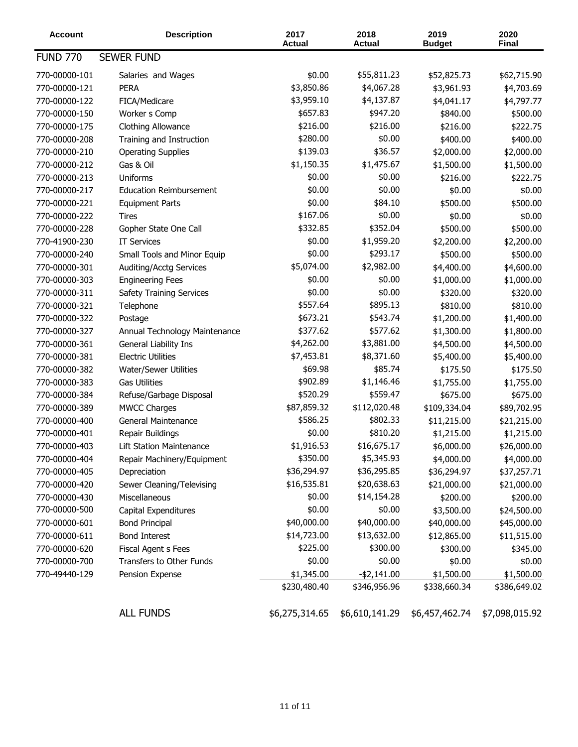| Account | Description | 2017 Actual | 2018 Actual | 2019 Budget | 2020 Final |
|---|---|---|---|---|---|
| FUND 770 | SEWER FUND | | | | |
| 770-00000-101 | Salaries and Wages | $0.00 | $55,811.23 | $52,825.73 | $62,715.90 |
| 770-00000-121 | PERA | $3,850.86 | $4,067.28 | $3,961.93 | $4,703.69 |
| 770-00000-122 | FICA/Medicare | $3,959.10 | $4,137.87 | $4,041.17 | $4,797.77 |
| 770-00000-150 | Worker s Comp | $657.83 | $947.20 | $840.00 | $500.00 |
| 770-00000-175 | Clothing Allowance | $216.00 | $216.00 | $216.00 | $222.75 |
| 770-00000-208 | Training and Instruction | $280.00 | $0.00 | $400.00 | $400.00 |
| 770-00000-210 | Operating Supplies | $139.03 | $36.57 | $2,000.00 | $2,000.00 |
| 770-00000-212 | Gas & Oil | $1,150.35 | $1,475.67 | $1,500.00 | $1,500.00 |
| 770-00000-213 | Uniforms | $0.00 | $0.00 | $216.00 | $222.75 |
| 770-00000-217 | Education Reimbursement | $0.00 | $0.00 | $0.00 | $0.00 |
| 770-00000-221 | Equipment Parts | $0.00 | $84.10 | $500.00 | $500.00 |
| 770-00000-222 | Tires | $167.06 | $0.00 | $0.00 | $0.00 |
| 770-00000-228 | Gopher State One Call | $332.85 | $352.04 | $500.00 | $500.00 |
| 770-41900-230 | IT Services | $0.00 | $1,959.20 | $2,200.00 | $2,200.00 |
| 770-00000-240 | Small Tools and Minor Equip | $0.00 | $293.17 | $500.00 | $500.00 |
| 770-00000-301 | Auditing/Acctg Services | $5,074.00 | $2,982.00 | $4,400.00 | $4,600.00 |
| 770-00000-303 | Engineering Fees | $0.00 | $0.00 | $1,000.00 | $1,000.00 |
| 770-00000-311 | Safety Training Services | $0.00 | $0.00 | $320.00 | $320.00 |
| 770-00000-321 | Telephone | $557.64 | $895.13 | $810.00 | $810.00 |
| 770-00000-322 | Postage | $673.21 | $543.74 | $1,200.00 | $1,400.00 |
| 770-00000-327 | Annual Technology Maintenance | $377.62 | $577.62 | $1,300.00 | $1,800.00 |
| 770-00000-361 | General Liability Ins | $4,262.00 | $3,881.00 | $4,500.00 | $4,500.00 |
| 770-00000-381 | Electric Utilities | $7,453.81 | $8,371.60 | $5,400.00 | $5,400.00 |
| 770-00000-382 | Water/Sewer Utilities | $69.98 | $85.74 | $175.50 | $175.50 |
| 770-00000-383 | Gas Utilities | $902.89 | $1,146.46 | $1,755.00 | $1,755.00 |
| 770-00000-384 | Refuse/Garbage Disposal | $520.29 | $559.47 | $675.00 | $675.00 |
| 770-00000-389 | MWCC Charges | $87,859.32 | $112,020.48 | $109,334.04 | $89,702.95 |
| 770-00000-400 | General Maintenance | $586.25 | $802.33 | $11,215.00 | $21,215.00 |
| 770-00000-401 | Repair Buildings | $0.00 | $810.20 | $1,215.00 | $1,215.00 |
| 770-00000-403 | Lift Station Maintenance | $1,916.53 | $16,675.17 | $6,000.00 | $26,000.00 |
| 770-00000-404 | Repair Machinery/Equipment | $350.00 | $5,345.93 | $4,000.00 | $4,000.00 |
| 770-00000-405 | Depreciation | $36,294.97 | $36,295.85 | $36,294.97 | $37,257.71 |
| 770-00000-420 | Sewer Cleaning/Televising | $16,535.81 | $20,638.63 | $21,000.00 | $21,000.00 |
| 770-00000-430 | Miscellaneous | $0.00 | $14,154.28 | $200.00 | $200.00 |
| 770-00000-500 | Capital Expenditures | $0.00 | $0.00 | $3,500.00 | $24,500.00 |
| 770-00000-601 | Bond Principal | $40,000.00 | $40,000.00 | $40,000.00 | $45,000.00 |
| 770-00000-611 | Bond Interest | $14,723.00 | $13,632.00 | $12,865.00 | $11,515.00 |
| 770-00000-620 | Fiscal Agent s Fees | $225.00 | $300.00 | $300.00 | $345.00 |
| 770-00000-700 | Transfers to Other Funds | $0.00 | $0.00 | $0.00 | $0.00 |
| 770-49440-129 | Pension Expense | $1,345.00 | -$2,141.00 | $1,500.00 | $1,500.00 |
| | | $230,480.40 | $346,956.96 | $338,660.34 | $386,649.02 |
| | ALL FUNDS | $6,275,314.65 | $6,610,141.29 | $6,457,462.74 | $7,098,015.92 |